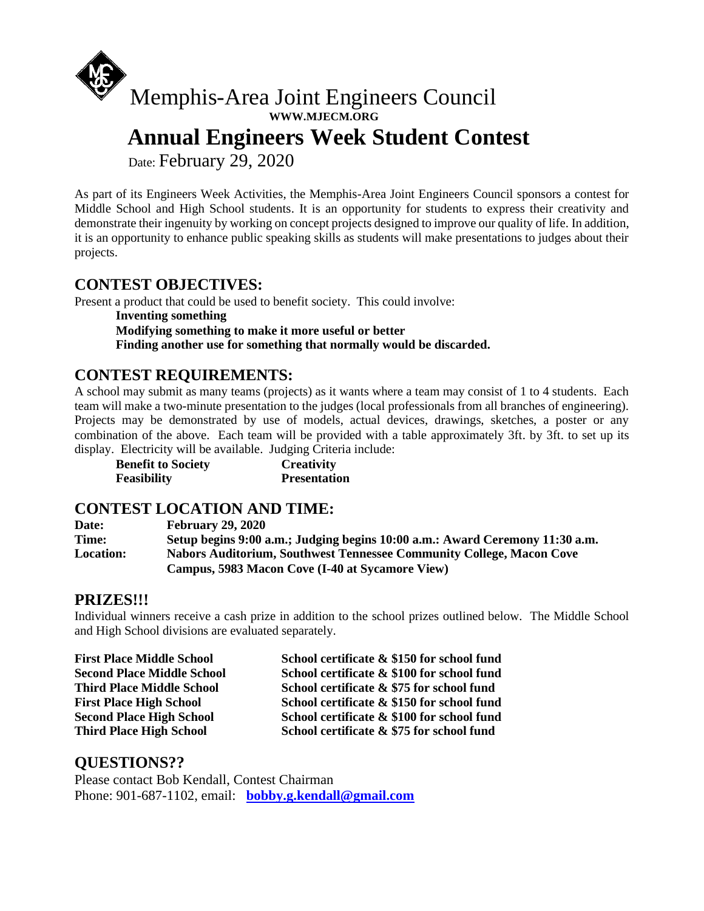Memphis-Area Joint Engineers Council

**WWW.MJECM.ORG**

# Annual Engineers Week Student Contest

Date: February 29, 2020

As part of its Engineers Week Activities, the Memphis-Area Joint Engineers Council sponsors a contest for Middle School and High School students. It is an opportunity for students to express their creativity and demonstrate their ingenuity by working on concept projects designed to improve our quality of life. In addition, it is an opportunity to enhance public speaking skills as students will make presentations to judges about their projects.

## CONTEST OBJECTIVES:

Present a product that could be used to benefit society. This could involve:

**Inventing something**
**Modifying something to make it more useful or better**
**Finding another use for something that normally would be discarded.**

## CONTEST REQUIREMENTS:

A school may submit as many teams (projects) as it wants where a team may consist of 1 to 4 students. Each team will make a two-minute presentation to the judges (local professionals from all branches of engineering). Projects may be demonstrated by use of models, actual devices, drawings, sketches, a poster or any combination of the above. Each team will be provided with a table approximately 3ft. by 3ft. to set up its display. Electricity will be available. Judging Criteria include:

| | |
|---|---|
| **Benefit to Society** | **Creativity** |
| **Feasibility** | **Presentation** |

## CONTEST LOCATION AND TIME:

| | |
|---|---|
| **Date:** | **February 29, 2020** |
| **Time:** | **Setup begins 9:00 a.m.; Judging begins 10:00 a.m.: Award Ceremony 11:30 a.m.** |
| **Location:** | **Nabors Auditorium, Southwest Tennessee Community College, Macon Cove Campus, 5983 Macon Cove (I-40 at Sycamore View)** |

## PRIZES!!!

Individual winners receive a cash prize in addition to the school prizes outlined below. The Middle School and High School divisions are evaluated separately.

| | |
|---|---|
| **First Place Middle School** | **School certificate & $150 for school fund** |
| **Second Place Middle School** | **School certificate & $100 for school fund** |
| **Third Place Middle School** | **School certificate & $75 for school fund** |
| **First Place High School** | **School certificate & $150 for school fund** |
| **Second Place High School** | **School certificate & $100 for school fund** |
| **Third Place High School** | **School certificate & $75 for school fund** |

## QUESTIONS??

Please contact Bob Kendall, Contest Chairman
Phone: 901-687-1102, email: **bobby.g.kendall@gmail.com**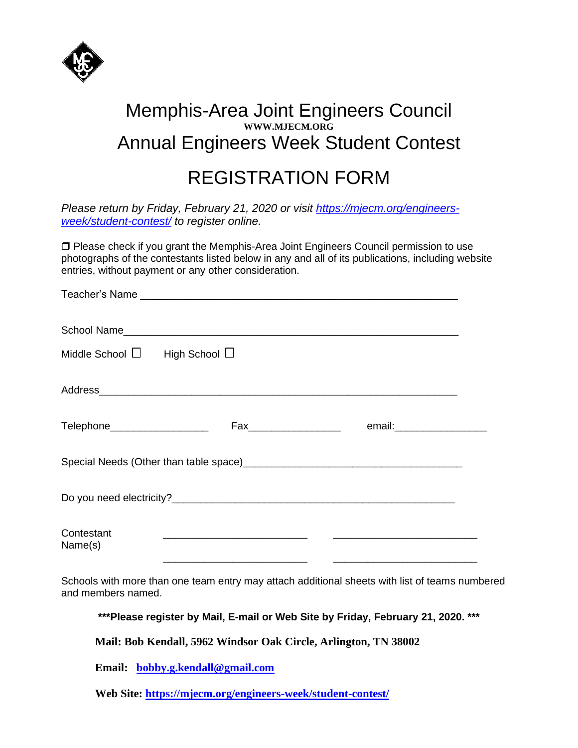# Memphis-Area Joint Engineers Council

**WWW.MJECM.ORG**

# Annual Engineers Week Student Contest

## REGISTRATION FORM

*Please return by Friday, February 21, 2020 or visit [https://mjecm.org/engineers-week/student-contest/](https://mjecm.org/engineers-week/student-contest/) to register online.*

❒ Please check if you grant the Memphis-Area Joint Engineers Council permission to use photographs of the contestants listed below in any and all of its publications, including website entries, without payment or any other consideration.

Teacher's Name ____________________________________________________________

School Name______________________________________________________________

Middle School ☐ High School ☐

Address__________________________________________________________________

Telephone__________________ Fax________________ email:________________

Special Needs (Other than table space)_______________________________________

Do you need electricity?___________________________________________________

Contestant Name(s) _________________________ _________________________

_________________________ _________________________

Schools with more than one team entry may attach additional sheets with list of teams numbered and members named.

**\*\*\*Please register by Mail, E-mail or Web Site by Friday, February 21, 2020. \*\*\***

**Mail: Bob Kendall, 5962 Windsor Oak Circle, Arlington, TN 38002**

**Email: [bobby.g.kendall@gmail.com](mailto:bobby.g.kendall@gmail.com)**

**Web Site: [https://mjecm.org/engineers-week/student-contest/](https://mjecm.org/engineers-week/student-contest/)**